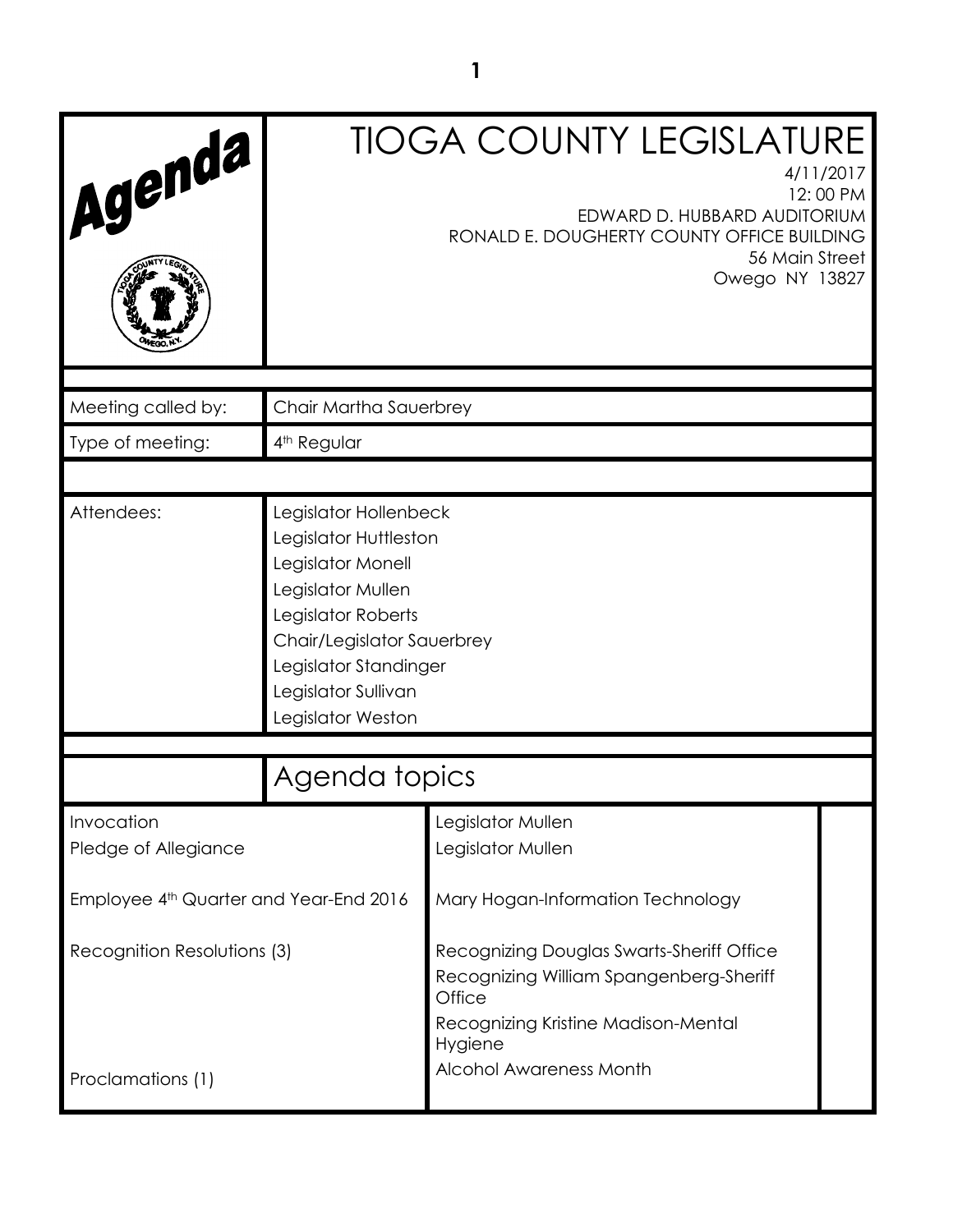# TIOGA COUNTY LEGISLATURE

Agenda

4/11/2017
12: 00 PM
EDWARD D. HUBBARD AUDITORIUM
RONALD E. DOUGHERTY COUNTY OFFICE BUILDING
56 Main Street
Owego NY 13827

| | |
|---|---|
| Meeting called by: | Chair Martha Sauerbrey |
| Type of meeting: | 4th Regular |
| Attendees: | Legislator Hollenbeck<br>Legislator Huttleston<br>Legislator Monell<br>Legislator Mullen<br>Legislator Roberts<br>Chair/Legislator Sauerbrey<br>Legislator Standinger<br>Legislator Sullivan<br>Legislator Weston |

## Agenda topics

| | |
|---|---|
| Invocation | Legislator Mullen |
| Pledge of Allegiance | Legislator Mullen |
| Employee 4th Quarter and Year-End 2016 | Mary Hogan-Information Technology |
| Recognition Resolutions (3) | Recognizing Douglas Swarts-Sheriff Office<br>Recognizing William Spangenberg-Sheriff Office<br>Recognizing Kristine Madison-Mental Hygiene |
| Proclamations (1) | Alcohol Awareness Month |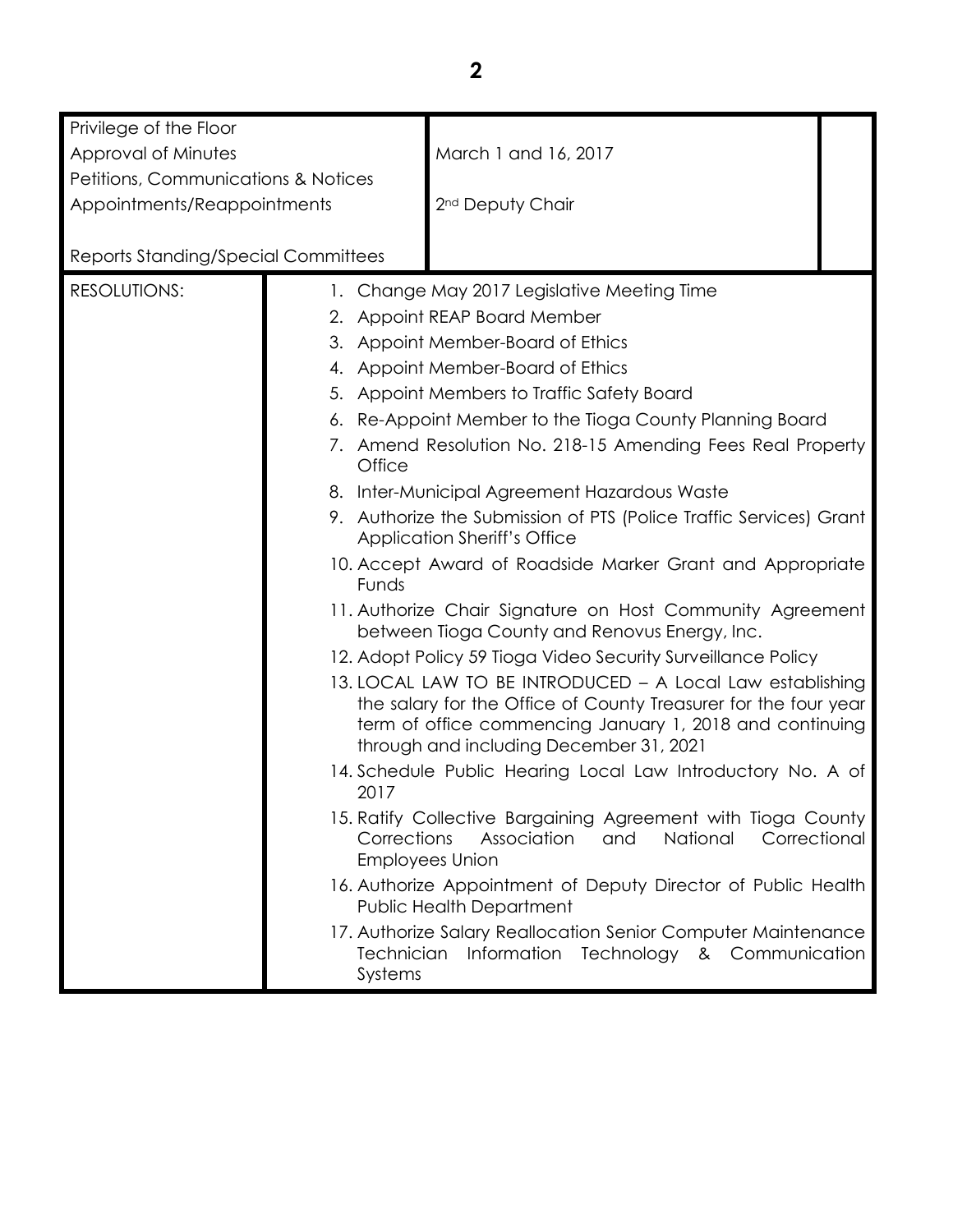| | | |
|---|---|---|
| Privilege of the Floor<br>Approval of Minutes<br>Petitions, Communications & Notices<br>Appointments/Reappointments<br><br>Reports Standing/Special Committees | <br>March 1 and 16, 2017<br><br>2nd Deputy Chair | |

| | |
|---|---|
| RESOLUTIONS: | 1. Change May 2017 Legislative Meeting Time<br>2. Appoint REAP Board Member<br>3. Appoint Member-Board of Ethics<br>4. Appoint Member-Board of Ethics<br>5. Appoint Members to Traffic Safety Board<br>6. Re-Appoint Member to the Tioga County Planning Board<br>7. Amend Resolution No. 218-15 Amending Fees Real Property Office<br>8. Inter-Municipal Agreement Hazardous Waste<br>9. Authorize the Submission of PTS (Police Traffic Services) Grant Application Sheriff's Office<br>10. Accept Award of Roadside Marker Grant and Appropriate Funds<br>11. Authorize Chair Signature on Host Community Agreement between Tioga County and Renovus Energy, Inc.<br>12. Adopt Policy 59 Tioga Video Security Surveillance Policy<br>13. LOCAL LAW TO BE INTRODUCED – A Local Law establishing the salary for the Office of County Treasurer for the four year term of office commencing January 1, 2018 and continuing through and including December 31, 2021<br>14. Schedule Public Hearing Local Law Introductory No. A of 2017<br>15. Ratify Collective Bargaining Agreement with Tioga County Corrections Association and National Correctional Employees Union<br>16. Authorize Appointment of Deputy Director of Public Health Public Health Department<br>17. Authorize Salary Reallocation Senior Computer Maintenance Technician Information Technology & Communication Systems |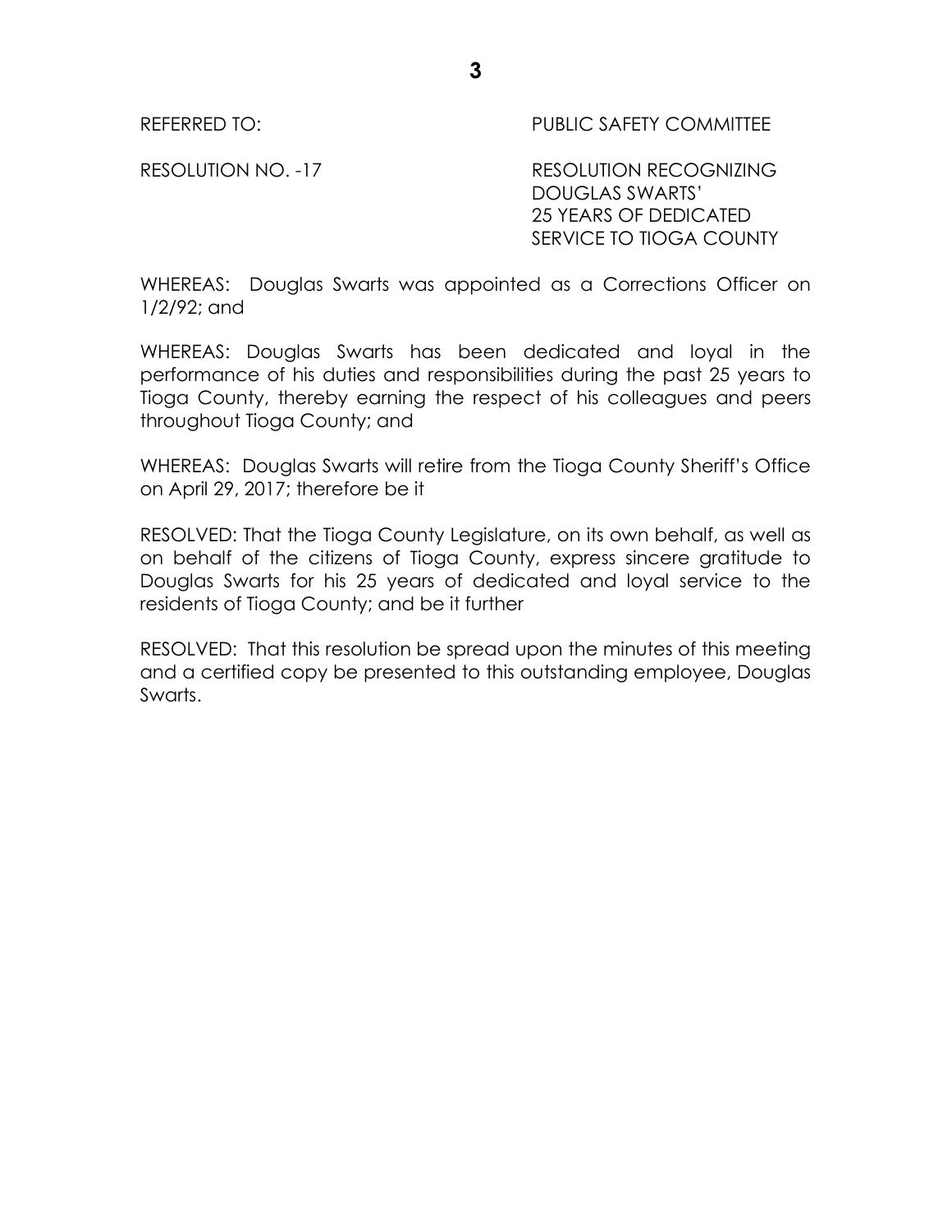REFERRED TO: PUBLIC SAFETY COMMITTEE

RESOLUTION NO. -17 RESOLUTION RECOGNIZING DOUGLAS SWARTS' 25 YEARS OF DEDICATED SERVICE TO TIOGA COUNTY

WHEREAS: Douglas Swarts was appointed as a Corrections Officer on 1/2/92; and

WHEREAS: Douglas Swarts has been dedicated and loyal in the performance of his duties and responsibilities during the past 25 years to Tioga County, thereby earning the respect of his colleagues and peers throughout Tioga County; and

WHEREAS: Douglas Swarts will retire from the Tioga County Sheriff's Office on April 29, 2017; therefore be it

RESOLVED: That the Tioga County Legislature, on its own behalf, as well as on behalf of the citizens of Tioga County, express sincere gratitude to Douglas Swarts for his 25 years of dedicated and loyal service to the residents of Tioga County; and be it further

RESOLVED: That this resolution be spread upon the minutes of this meeting and a certified copy be presented to this outstanding employee, Douglas Swarts.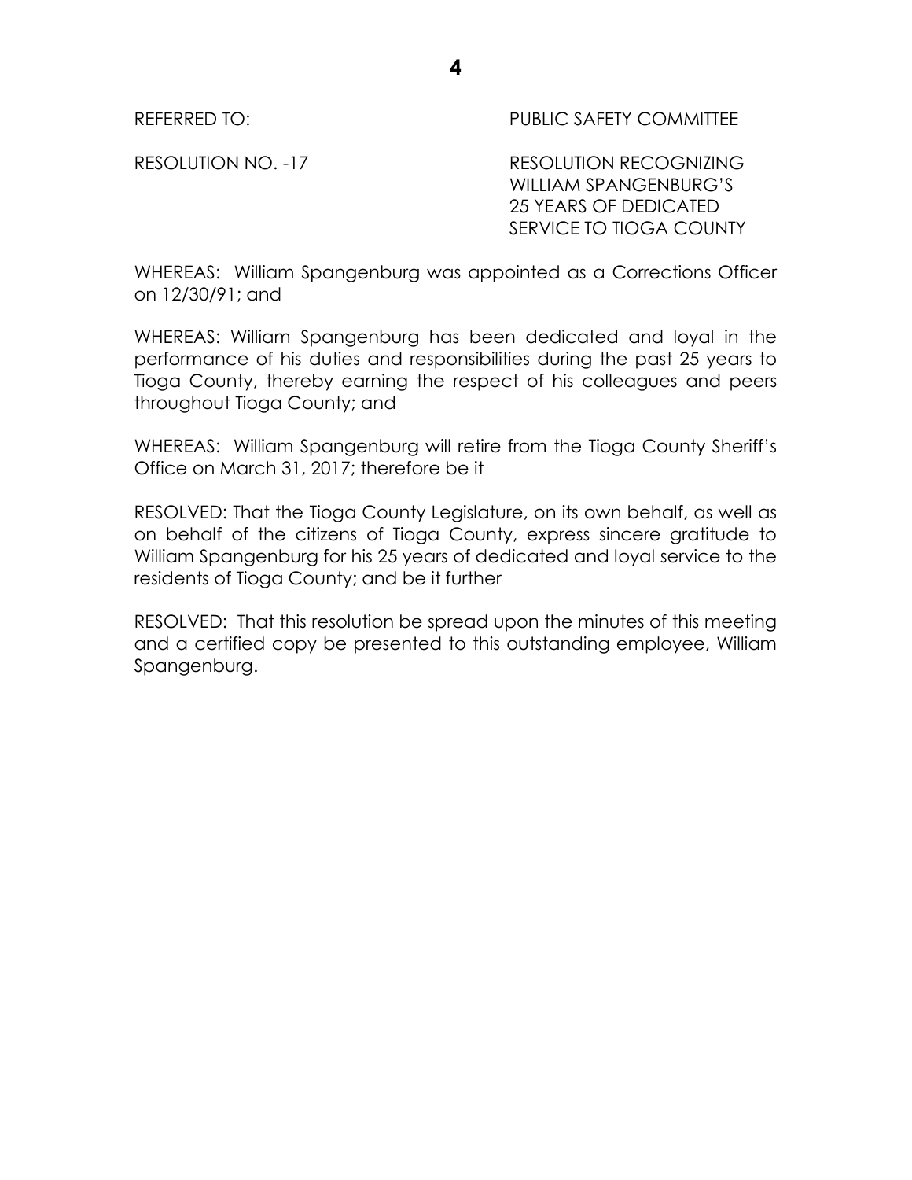REFERRED TO: PUBLIC SAFETY COMMITTEE

RESOLUTION NO. -17 RESOLUTION RECOGNIZING WILLIAM SPANGENBURG'S 25 YEARS OF DEDICATED SERVICE TO TIOGA COUNTY

WHEREAS: William Spangenburg was appointed as a Corrections Officer on 12/30/91; and

WHEREAS: William Spangenburg has been dedicated and loyal in the performance of his duties and responsibilities during the past 25 years to Tioga County, thereby earning the respect of his colleagues and peers throughout Tioga County; and

WHEREAS: William Spangenburg will retire from the Tioga County Sheriff's Office on March 31, 2017; therefore be it

RESOLVED: That the Tioga County Legislature, on its own behalf, as well as on behalf of the citizens of Tioga County, express sincere gratitude to William Spangenburg for his 25 years of dedicated and loyal service to the residents of Tioga County; and be it further

RESOLVED: That this resolution be spread upon the minutes of this meeting and a certified copy be presented to this outstanding employee, William Spangenburg.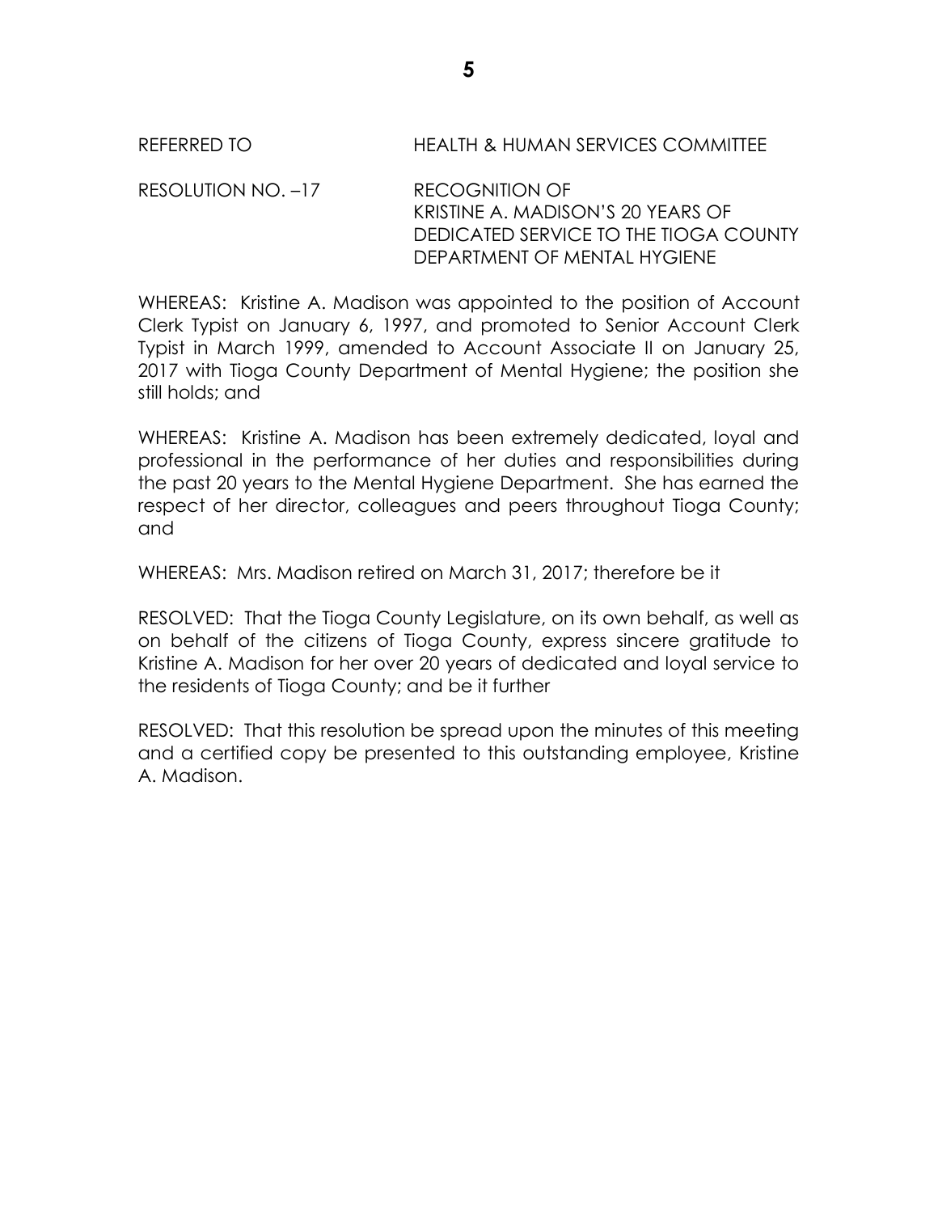REFERRED TO HEALTH & HUMAN SERVICES COMMITTEE

RESOLUTION NO. –17 RECOGNITION OF KRISTINE A. MADISON'S 20 YEARS OF DEDICATED SERVICE TO THE TIOGA COUNTY DEPARTMENT OF MENTAL HYGIENE

WHEREAS: Kristine A. Madison was appointed to the position of Account Clerk Typist on January 6, 1997, and promoted to Senior Account Clerk Typist in March 1999, amended to Account Associate II on January 25, 2017 with Tioga County Department of Mental Hygiene; the position she still holds; and

WHEREAS: Kristine A. Madison has been extremely dedicated, loyal and professional in the performance of her duties and responsibilities during the past 20 years to the Mental Hygiene Department. She has earned the respect of her director, colleagues and peers throughout Tioga County; and

WHEREAS: Mrs. Madison retired on March 31, 2017; therefore be it

RESOLVED: That the Tioga County Legislature, on its own behalf, as well as on behalf of the citizens of Tioga County, express sincere gratitude to Kristine A. Madison for her over 20 years of dedicated and loyal service to the residents of Tioga County; and be it further

RESOLVED: That this resolution be spread upon the minutes of this meeting and a certified copy be presented to this outstanding employee, Kristine A. Madison.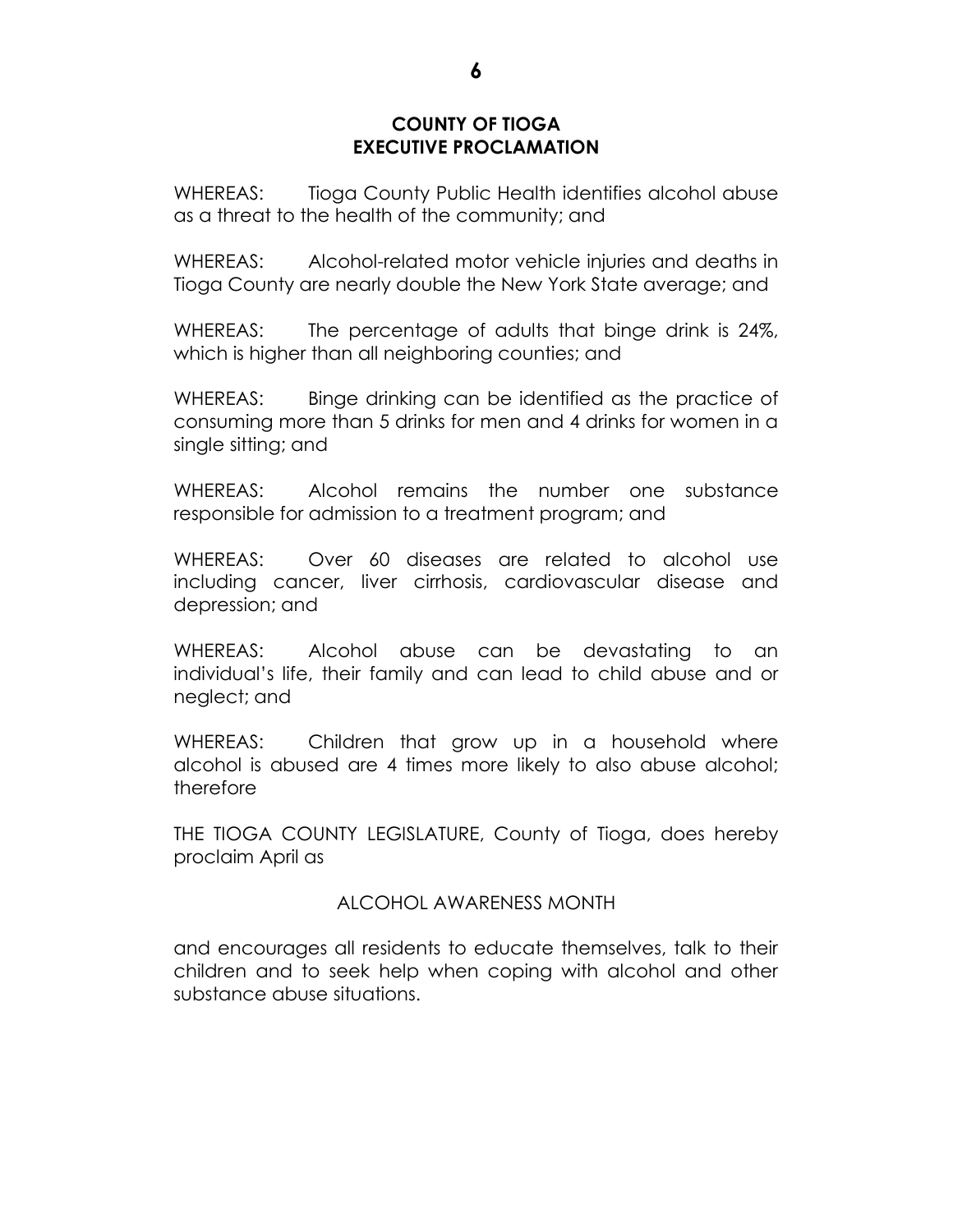**COUNTY OF TIOGA**
**EXECUTIVE PROCLAMATION**

WHEREAS: Tioga County Public Health identifies alcohol abuse as a threat to the health of the community; and

WHEREAS: Alcohol-related motor vehicle injuries and deaths in Tioga County are nearly double the New York State average; and

WHEREAS: The percentage of adults that binge drink is 24%, which is higher than all neighboring counties; and

WHEREAS: Binge drinking can be identified as the practice of consuming more than 5 drinks for men and 4 drinks for women in a single sitting; and

WHEREAS: Alcohol remains the number one substance responsible for admission to a treatment program; and

WHEREAS: Over 60 diseases are related to alcohol use including cancer, liver cirrhosis, cardiovascular disease and depression; and

WHEREAS: Alcohol abuse can be devastating to an individual's life, their family and can lead to child abuse and or neglect; and

WHEREAS: Children that grow up in a household where alcohol is abused are 4 times more likely to also abuse alcohol; therefore

THE TIOGA COUNTY LEGISLATURE, County of Tioga, does hereby proclaim April as

ALCOHOL AWARENESS MONTH

and encourages all residents to educate themselves, talk to their children and to seek help when coping with alcohol and other substance abuse situations.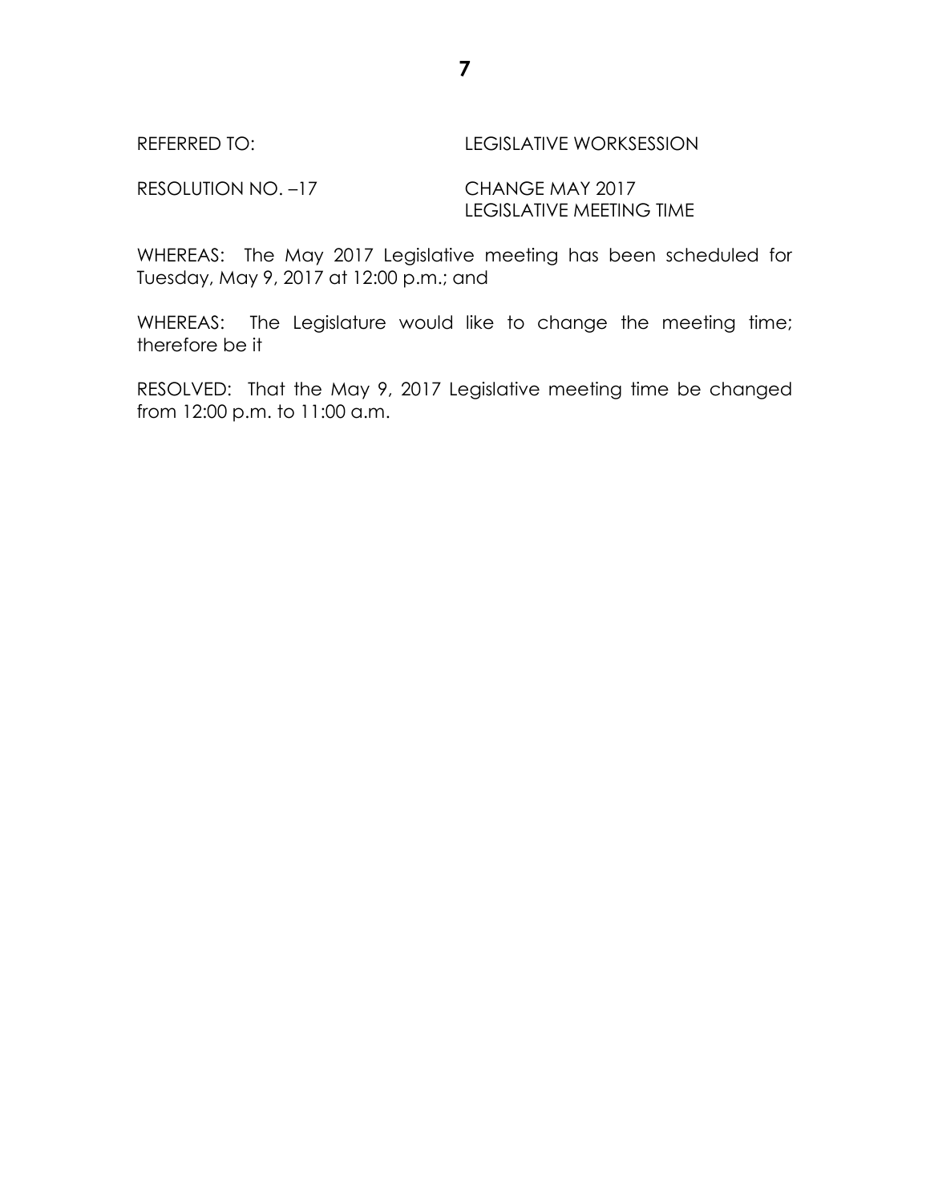REFERRED TO: LEGISLATIVE WORKSESSION

RESOLUTION NO. –17 CHANGE MAY 2017 LEGISLATIVE MEETING TIME

WHEREAS: The May 2017 Legislative meeting has been scheduled for Tuesday, May 9, 2017 at 12:00 p.m.; and

WHEREAS: The Legislature would like to change the meeting time; therefore be it

RESOLVED: That the May 9, 2017 Legislative meeting time be changed from 12:00 p.m. to 11:00 a.m.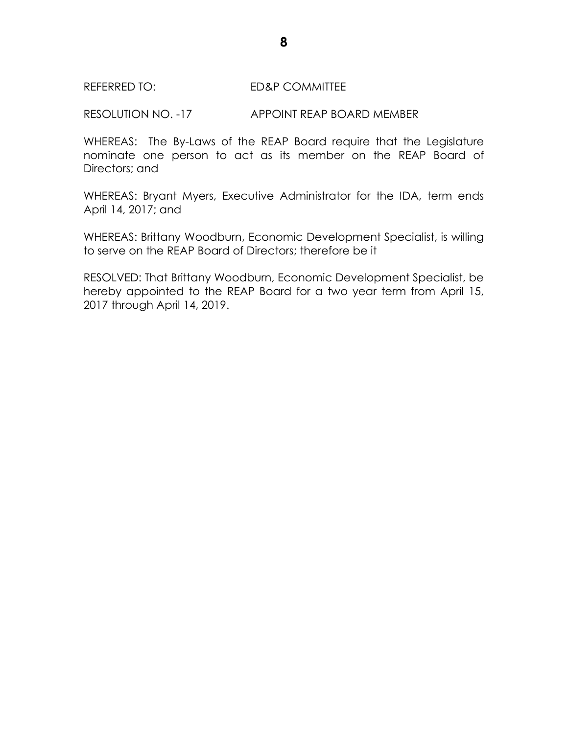REFERRED TO: ED&P COMMITTEE

RESOLUTION NO. -17 APPOINT REAP BOARD MEMBER

WHEREAS: The By-Laws of the REAP Board require that the Legislature nominate one person to act as its member on the REAP Board of Directors; and

WHEREAS: Bryant Myers, Executive Administrator for the IDA, term ends April 14, 2017; and

WHEREAS: Brittany Woodburn, Economic Development Specialist, is willing to serve on the REAP Board of Directors; therefore be it

RESOLVED: That Brittany Woodburn, Economic Development Specialist, be hereby appointed to the REAP Board for a two year term from April 15, 2017 through April 14, 2019.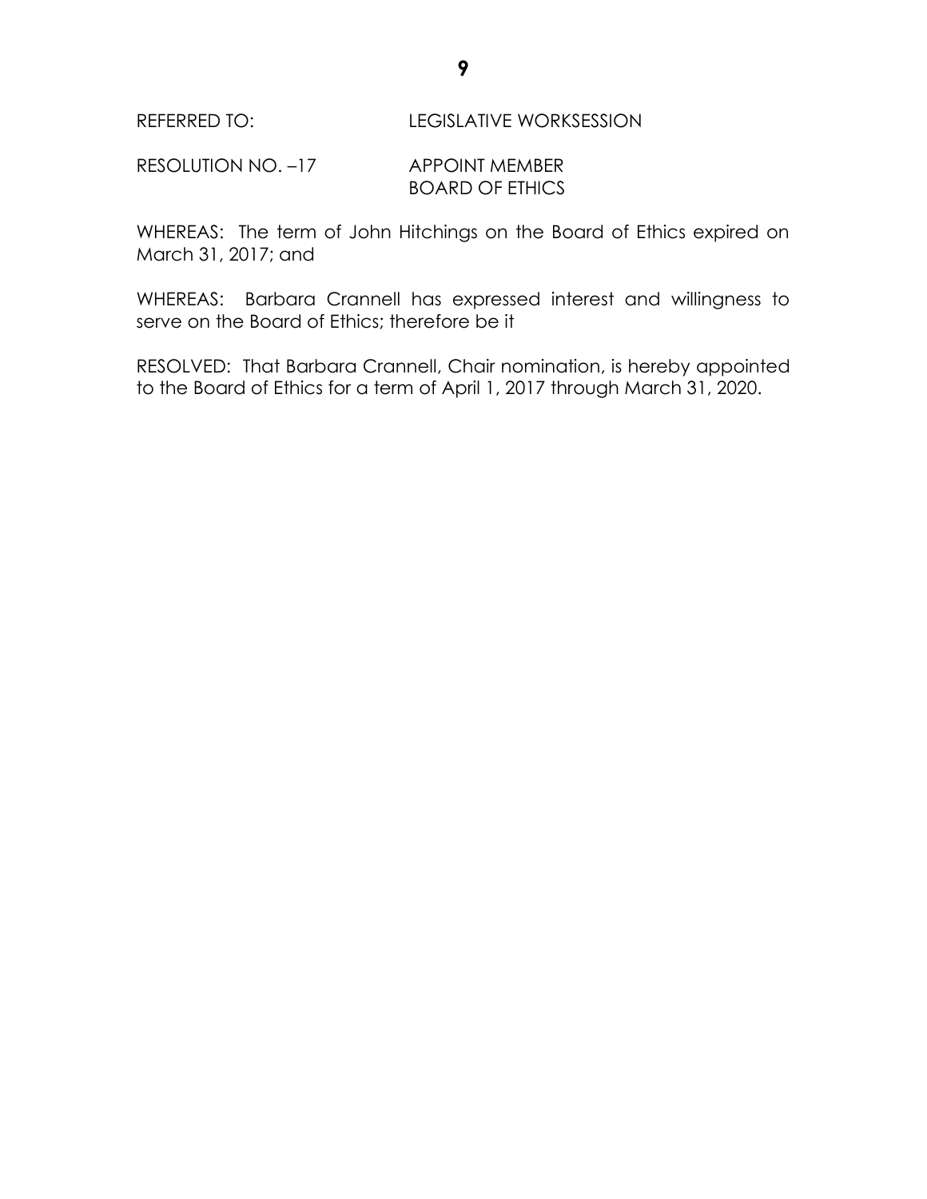REFERRED TO: LEGISLATIVE WORKSESSION

RESOLUTION NO. –17 APPOINT MEMBER BOARD OF ETHICS

WHEREAS: The term of John Hitchings on the Board of Ethics expired on March 31, 2017; and

WHEREAS: Barbara Crannell has expressed interest and willingness to serve on the Board of Ethics; therefore be it

RESOLVED: That Barbara Crannell, Chair nomination, is hereby appointed to the Board of Ethics for a term of April 1, 2017 through March 31, 2020.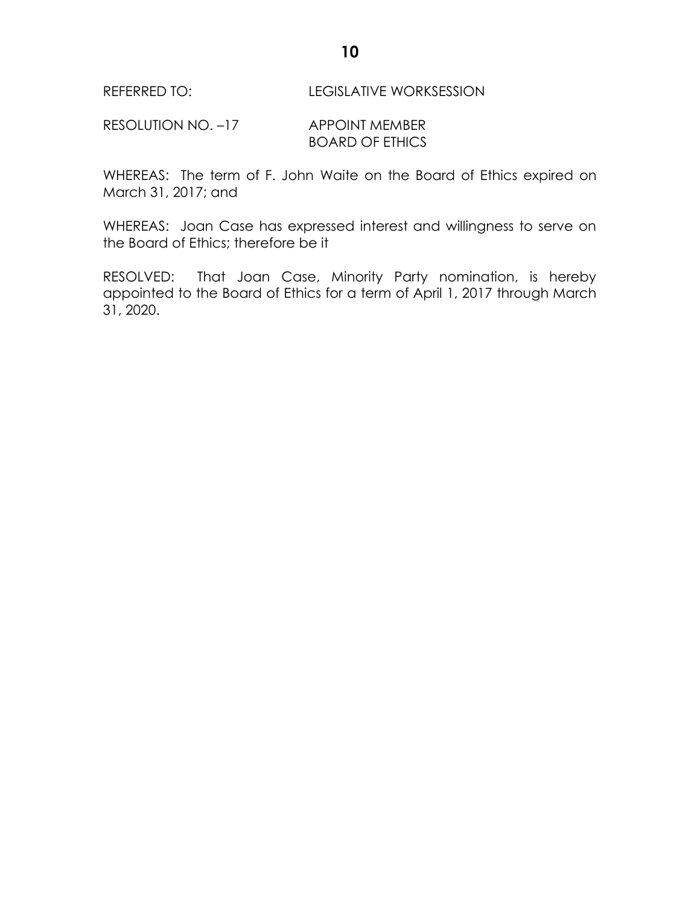REFERRED TO: LEGISLATIVE WORKSESSION

RESOLUTION NO. –17 APPOINT MEMBER BOARD OF ETHICS

WHEREAS: The term of F. John Waite on the Board of Ethics expired on March 31, 2017; and

WHEREAS: Joan Case has expressed interest and willingness to serve on the Board of Ethics; therefore be it

RESOLVED: That Joan Case, Minority Party nomination, is hereby appointed to the Board of Ethics for a term of April 1, 2017 through March 31, 2020.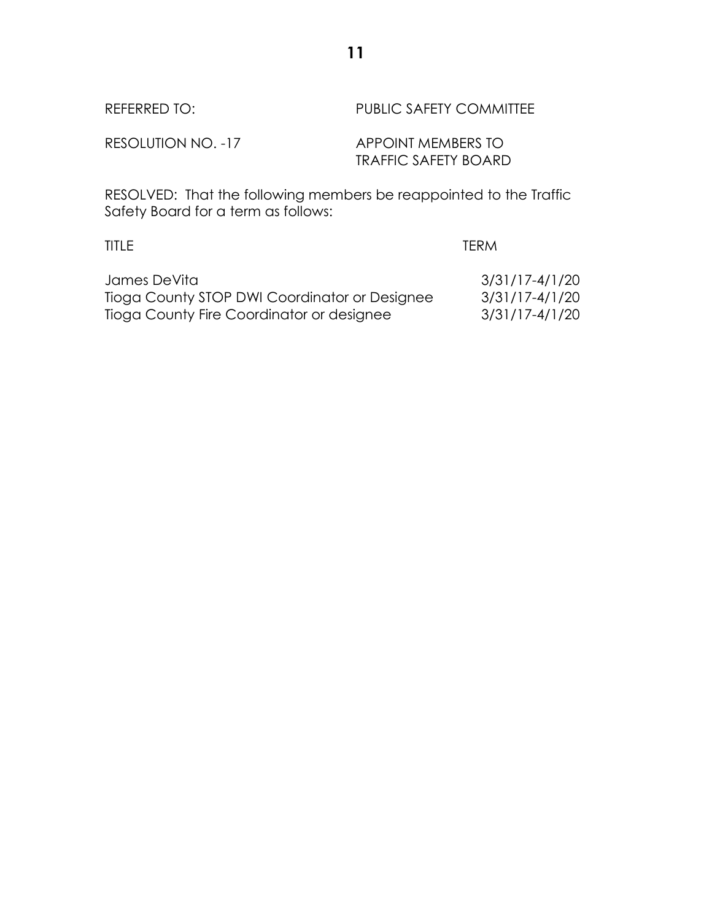REFERRED TO: PUBLIC SAFETY COMMITTEE

RESOLUTION NO. -17 APPOINT MEMBERS TO TRAFFIC SAFETY BOARD

RESOLVED: That the following members be reappointed to the Traffic Safety Board for a term as follows:

| TITLE | TERM |
|---|---|
| James DeVita | 3/31/17-4/1/20 |
| Tioga County STOP DWI Coordinator or Designee | 3/31/17-4/1/20 |
| Tioga County Fire Coordinator or designee | 3/31/17-4/1/20 |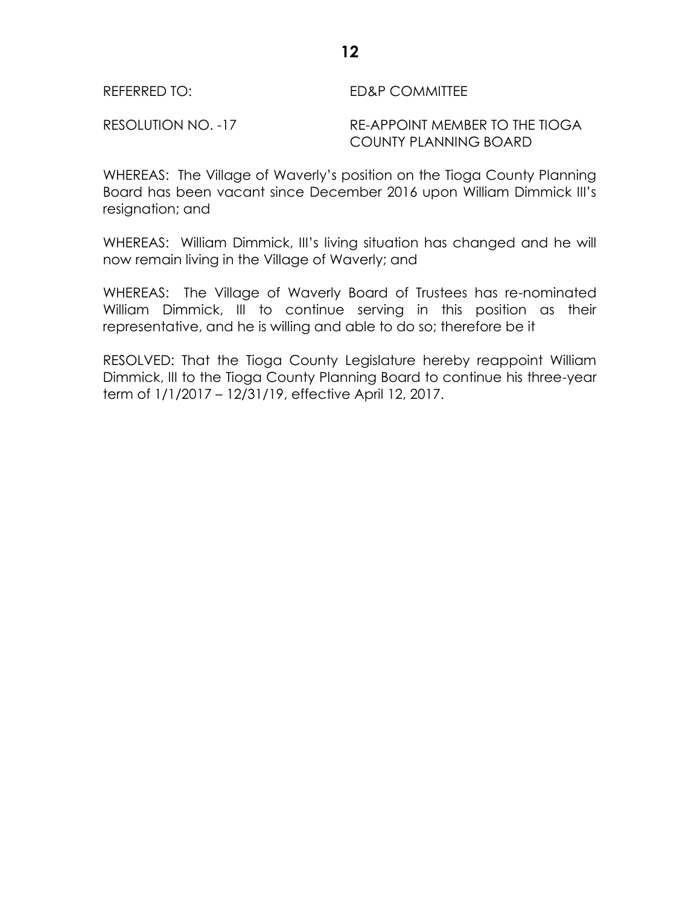REFERRED TO: ED&P COMMITTEE

RESOLUTION NO. -17 RE-APPOINT MEMBER TO THE TIOGA COUNTY PLANNING BOARD

WHEREAS: The Village of Waverly's position on the Tioga County Planning Board has been vacant since December 2016 upon William Dimmick III's resignation; and

WHEREAS: William Dimmick, III's living situation has changed and he will now remain living in the Village of Waverly; and

WHEREAS: The Village of Waverly Board of Trustees has re-nominated William Dimmick, III to continue serving in this position as their representative, and he is willing and able to do so; therefore be it

RESOLVED: That the Tioga County Legislature hereby reappoint William Dimmick, III to the Tioga County Planning Board to continue his three-year term of 1/1/2017 – 12/31/19, effective April 12, 2017.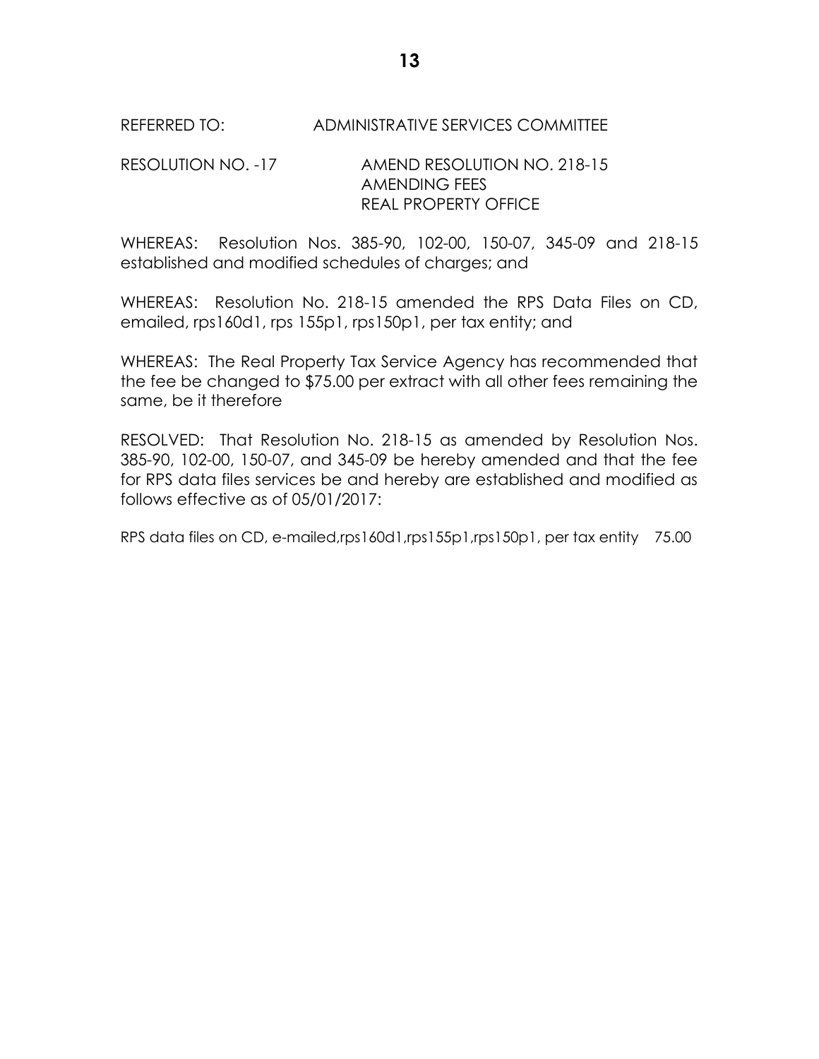REFERRED TO: ADMINISTRATIVE SERVICES COMMITTEE

RESOLUTION NO. -17 AMEND RESOLUTION NO. 218-15
AMENDING FEES
REAL PROPERTY OFFICE

WHEREAS: Resolution Nos. 385-90, 102-00, 150-07, 345-09 and 218-15 established and modified schedules of charges; and

WHEREAS: Resolution No. 218-15 amended the RPS Data Files on CD, emailed, rps160d1, rps 155p1, rps150p1, per tax entity; and

WHEREAS: The Real Property Tax Service Agency has recommended that the fee be changed to $75.00 per extract with all other fees remaining the same, be it therefore

RESOLVED: That Resolution No. 218-15 as amended by Resolution Nos. 385-90, 102-00, 150-07, and 345-09 be hereby amended and that the fee for RPS data files services be and hereby are established and modified as follows effective as of 05/01/2017:

RPS data files on CD, e-mailed,rps160d1,rps155p1,rps150p1, per tax entity 75.00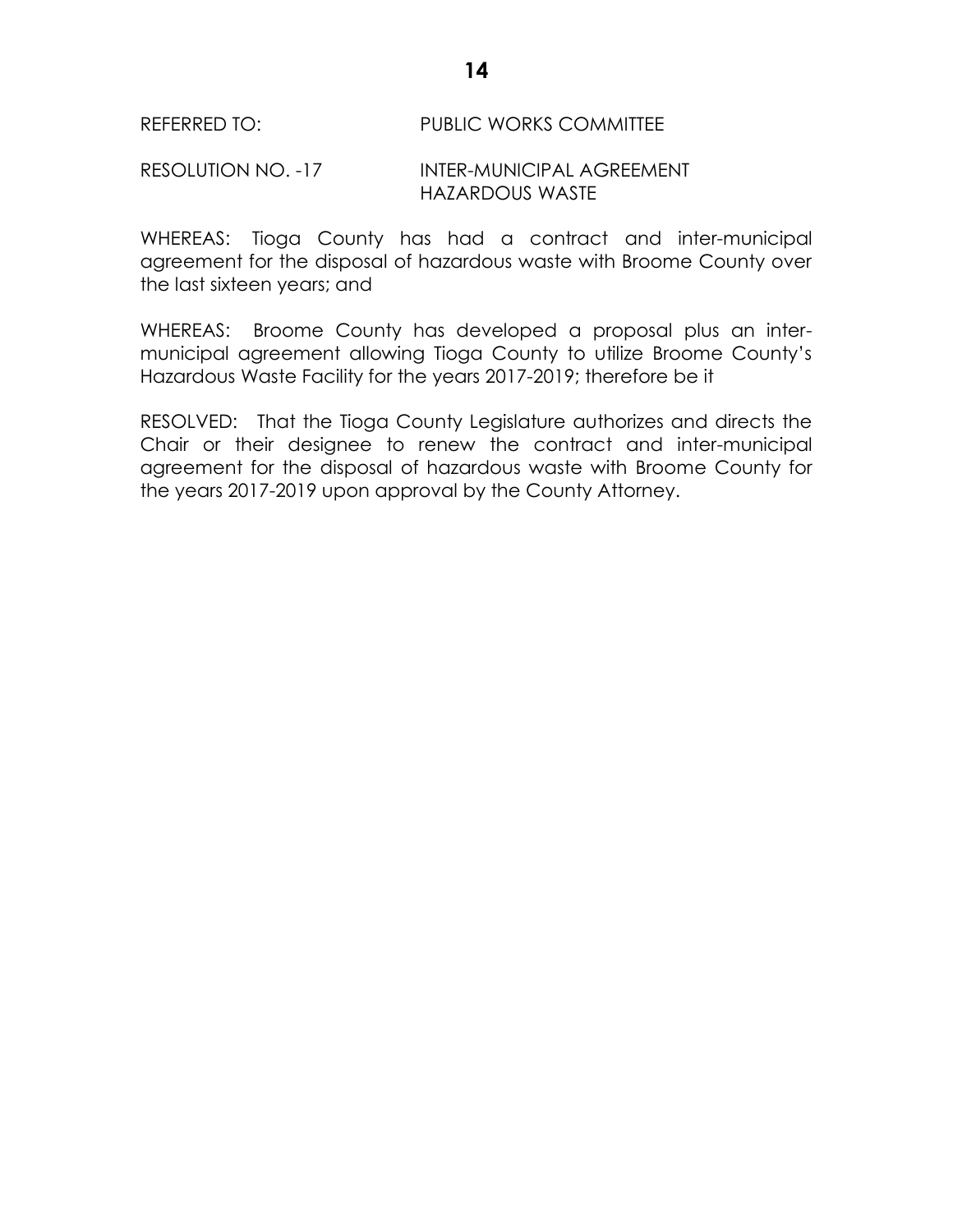REFERRED TO: PUBLIC WORKS COMMITTEE

RESOLUTION NO. -17 INTER-MUNICIPAL AGREEMENT HAZARDOUS WASTE

WHEREAS: Tioga County has had a contract and inter-municipal agreement for the disposal of hazardous waste with Broome County over the last sixteen years; and

WHEREAS: Broome County has developed a proposal plus an inter-municipal agreement allowing Tioga County to utilize Broome County's Hazardous Waste Facility for the years 2017-2019; therefore be it

RESOLVED: That the Tioga County Legislature authorizes and directs the Chair or their designee to renew the contract and inter-municipal agreement for the disposal of hazardous waste with Broome County for the years 2017-2019 upon approval by the County Attorney.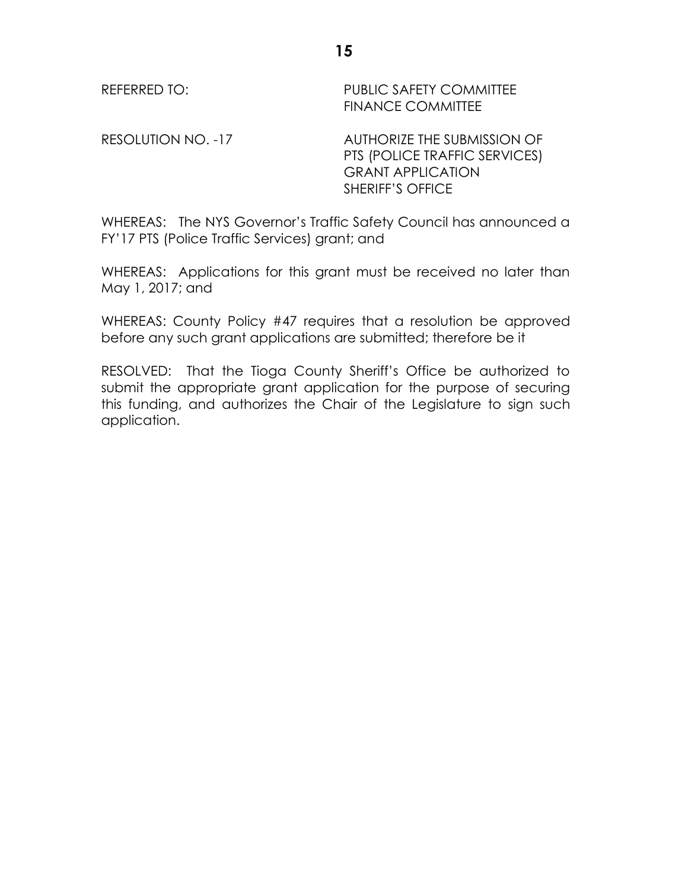REFERRED TO: PUBLIC SAFETY COMMITTEE
FINANCE COMMITTEE

RESOLUTION NO. -17 AUTHORIZE THE SUBMISSION OF PTS (POLICE TRAFFIC SERVICES) GRANT APPLICATION SHERIFF'S OFFICE

WHEREAS: The NYS Governor's Traffic Safety Council has announced a FY'17 PTS (Police Traffic Services) grant; and

WHEREAS: Applications for this grant must be received no later than May 1, 2017; and

WHEREAS: County Policy #47 requires that a resolution be approved before any such grant applications are submitted; therefore be it

RESOLVED: That the Tioga County Sheriff's Office be authorized to submit the appropriate grant application for the purpose of securing this funding, and authorizes the Chair of the Legislature to sign such application.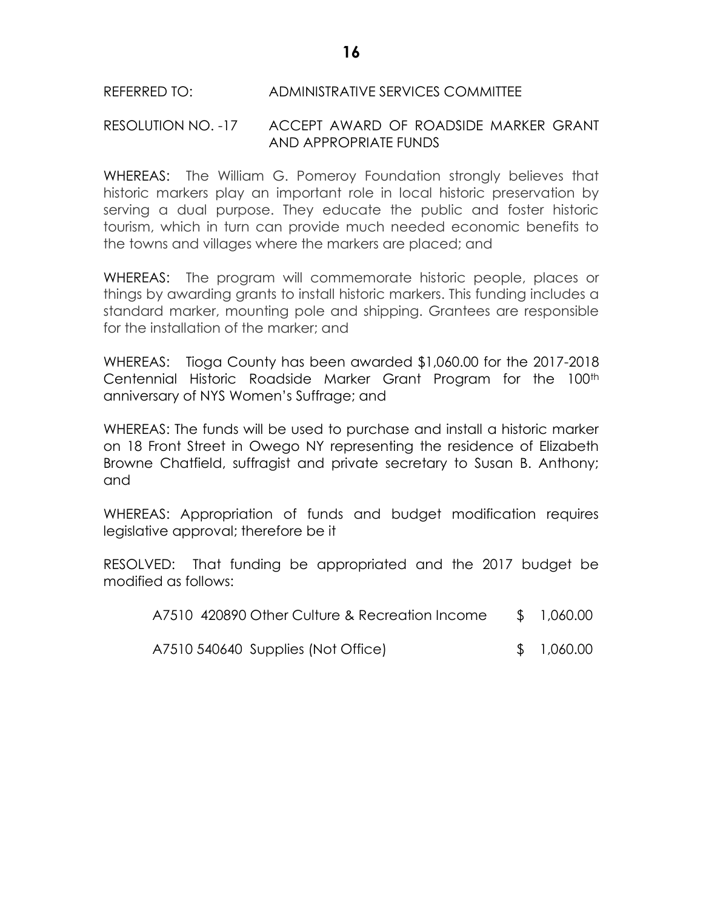REFERRED TO: ADMINISTRATIVE SERVICES COMMITTEE

RESOLUTION NO. -17 ACCEPT AWARD OF ROADSIDE MARKER GRANT AND APPROPRIATE FUNDS

WHEREAS: The William G. Pomeroy Foundation strongly believes that historic markers play an important role in local historic preservation by serving a dual purpose. They educate the public and foster historic tourism, which in turn can provide much needed economic benefits to the towns and villages where the markers are placed; and

WHEREAS: The program will commemorate historic people, places or things by awarding grants to install historic markers. This funding includes a standard marker, mounting pole and shipping. Grantees are responsible for the installation of the marker; and

WHEREAS: Tioga County has been awarded $1,060.00 for the 2017-2018 Centennial Historic Roadside Marker Grant Program for the 100th anniversary of NYS Women's Suffrage; and

WHEREAS: The funds will be used to purchase and install a historic marker on 18 Front Street in Owego NY representing the residence of Elizabeth Browne Chatfield, suffragist and private secretary to Susan B. Anthony; and

WHEREAS: Appropriation of funds and budget modification requires legislative approval; therefore be it

RESOLVED: That funding be appropriated and the 2017 budget be modified as follows:

| | |
|---|---|
| A7510 420890 Other Culture & Recreation Income | $ 1,060.00 |
| A7510 540640 Supplies (Not Office) | $ 1,060.00 |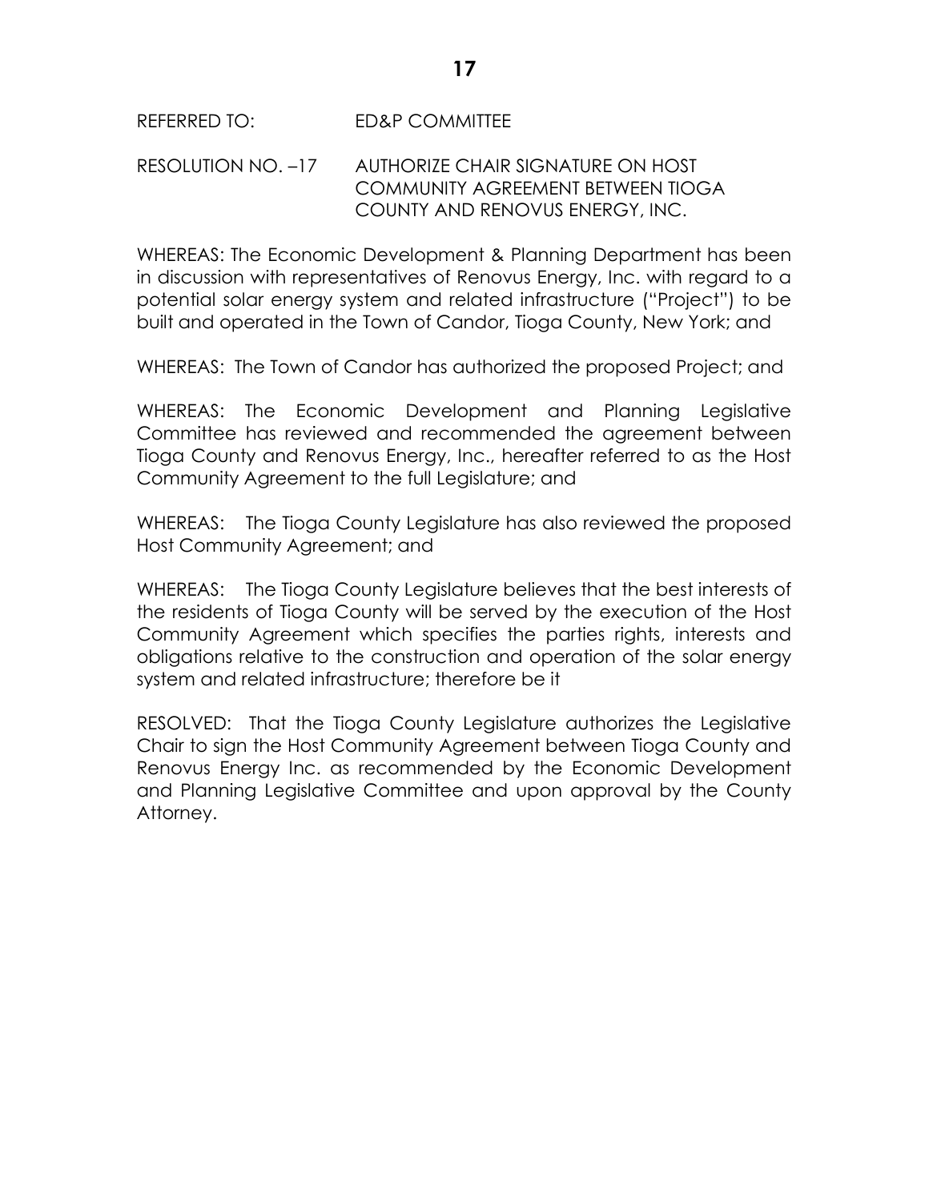REFERRED TO: ED&P COMMITTEE

RESOLUTION NO. –17 AUTHORIZE CHAIR SIGNATURE ON HOST COMMUNITY AGREEMENT BETWEEN TIOGA COUNTY AND RENOVUS ENERGY, INC.

WHEREAS: The Economic Development & Planning Department has been in discussion with representatives of Renovus Energy, Inc. with regard to a potential solar energy system and related infrastructure ("Project") to be built and operated in the Town of Candor, Tioga County, New York; and

WHEREAS: The Town of Candor has authorized the proposed Project; and

WHEREAS: The Economic Development and Planning Legislative Committee has reviewed and recommended the agreement between Tioga County and Renovus Energy, Inc., hereafter referred to as the Host Community Agreement to the full Legislature; and

WHEREAS: The Tioga County Legislature has also reviewed the proposed Host Community Agreement; and

WHEREAS: The Tioga County Legislature believes that the best interests of the residents of Tioga County will be served by the execution of the Host Community Agreement which specifies the parties rights, interests and obligations relative to the construction and operation of the solar energy system and related infrastructure; therefore be it

RESOLVED: That the Tioga County Legislature authorizes the Legislative Chair to sign the Host Community Agreement between Tioga County and Renovus Energy Inc. as recommended by the Economic Development and Planning Legislative Committee and upon approval by the County Attorney.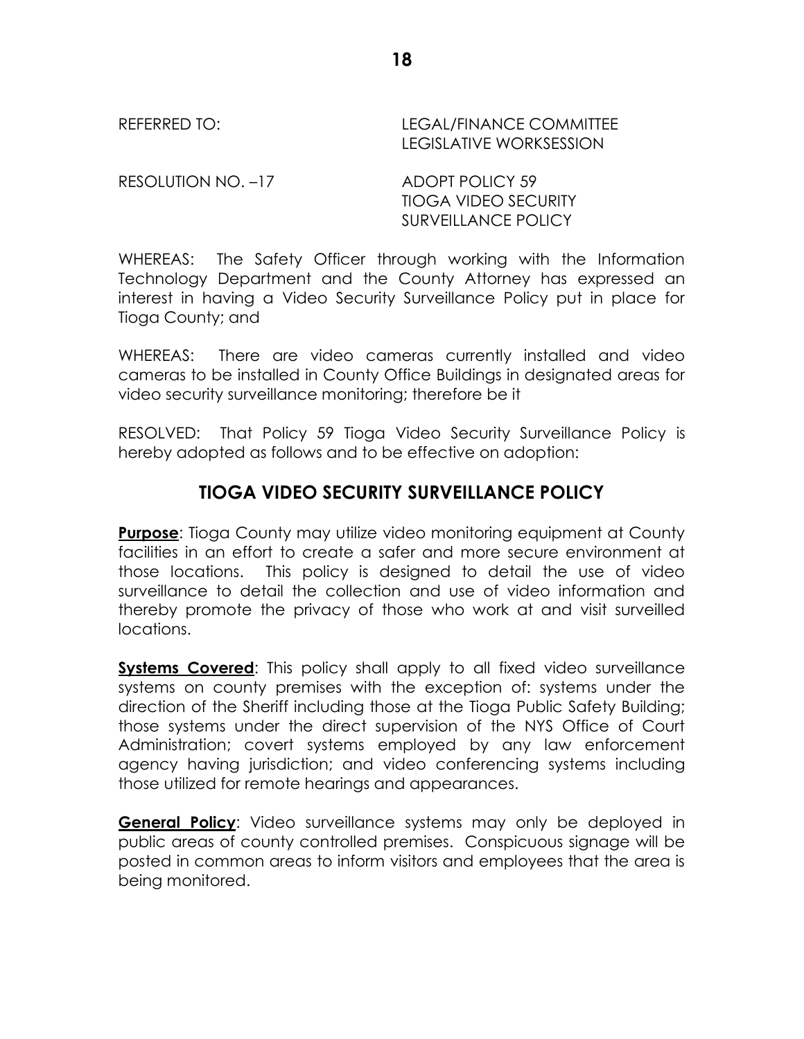REFERRED TO: LEGAL/FINANCE COMMITTEE
LEGISLATIVE WORKSESSION

RESOLUTION NO. –17 ADOPT POLICY 59
TIOGA VIDEO SECURITY
SURVEILLANCE POLICY

WHEREAS: The Safety Officer through working with the Information Technology Department and the County Attorney has expressed an interest in having a Video Security Surveillance Policy put in place for Tioga County; and

WHEREAS: There are video cameras currently installed and video cameras to be installed in County Office Buildings in designated areas for video security surveillance monitoring; therefore be it

RESOLVED: That Policy 59 Tioga Video Security Surveillance Policy is hereby adopted as follows and to be effective on adoption:

## TIOGA VIDEO SECURITY SURVEILLANCE POLICY

**Purpose**: Tioga County may utilize video monitoring equipment at County facilities in an effort to create a safer and more secure environment at those locations. This policy is designed to detail the use of video surveillance to detail the collection and use of video information and thereby promote the privacy of those who work at and visit surveilled locations.

**Systems Covered**: This policy shall apply to all fixed video surveillance systems on county premises with the exception of: systems under the direction of the Sheriff including those at the Tioga Public Safety Building; those systems under the direct supervision of the NYS Office of Court Administration; covert systems employed by any law enforcement agency having jurisdiction; and video conferencing systems including those utilized for remote hearings and appearances.

**General Policy**: Video surveillance systems may only be deployed in public areas of county controlled premises. Conspicuous signage will be posted in common areas to inform visitors and employees that the area is being monitored.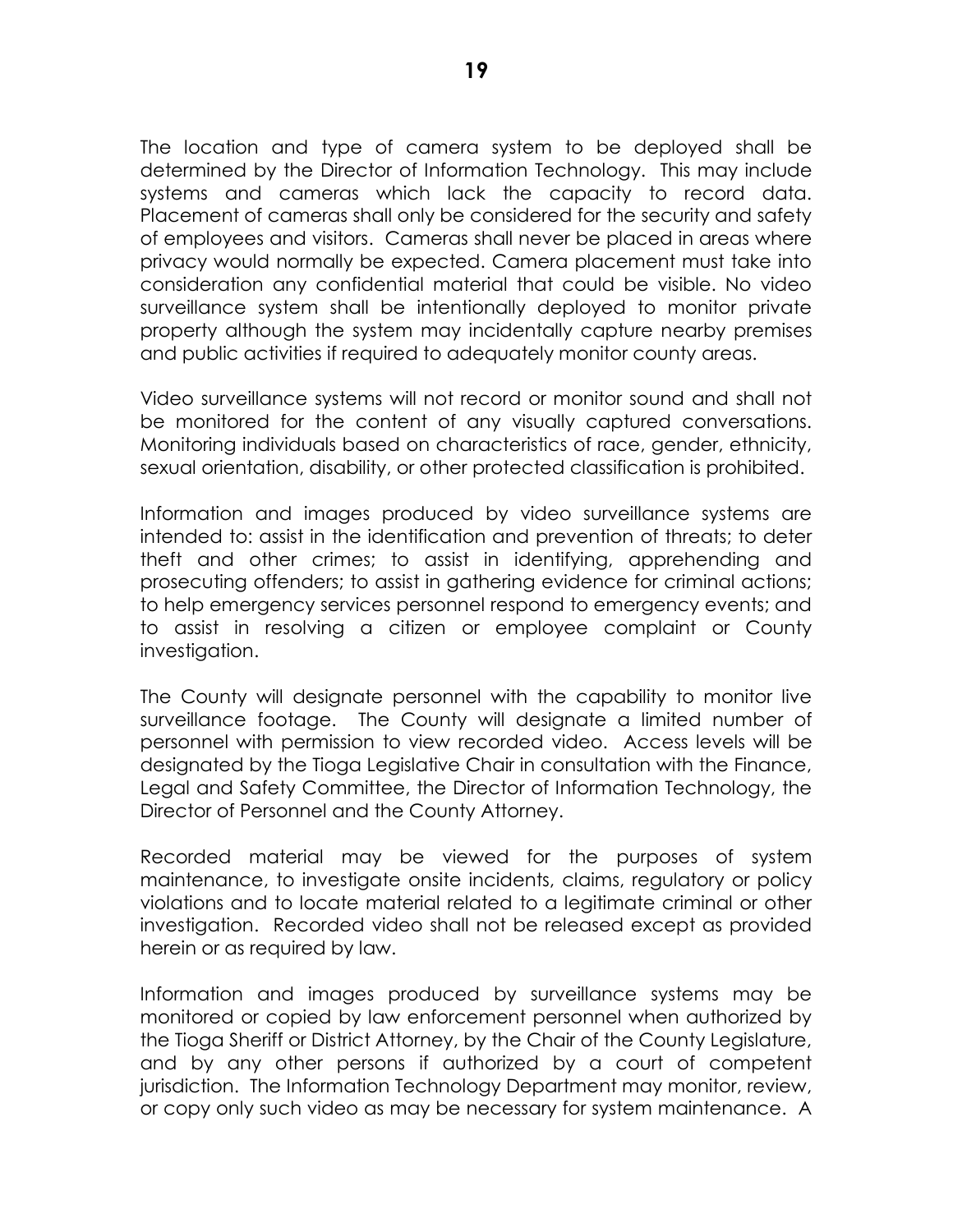The location and type of camera system to be deployed shall be determined by the Director of Information Technology. This may include systems and cameras which lack the capacity to record data. Placement of cameras shall only be considered for the security and safety of employees and visitors. Cameras shall never be placed in areas where privacy would normally be expected. Camera placement must take into consideration any confidential material that could be visible. No video surveillance system shall be intentionally deployed to monitor private property although the system may incidentally capture nearby premises and public activities if required to adequately monitor county areas.

Video surveillance systems will not record or monitor sound and shall not be monitored for the content of any visually captured conversations. Monitoring individuals based on characteristics of race, gender, ethnicity, sexual orientation, disability, or other protected classification is prohibited.

Information and images produced by video surveillance systems are intended to: assist in the identification and prevention of threats; to deter theft and other crimes; to assist in identifying, apprehending and prosecuting offenders; to assist in gathering evidence for criminal actions; to help emergency services personnel respond to emergency events; and to assist in resolving a citizen or employee complaint or County investigation.

The County will designate personnel with the capability to monitor live surveillance footage. The County will designate a limited number of personnel with permission to view recorded video. Access levels will be designated by the Tioga Legislative Chair in consultation with the Finance, Legal and Safety Committee, the Director of Information Technology, the Director of Personnel and the County Attorney.

Recorded material may be viewed for the purposes of system maintenance, to investigate onsite incidents, claims, regulatory or policy violations and to locate material related to a legitimate criminal or other investigation. Recorded video shall not be released except as provided herein or as required by law.

Information and images produced by surveillance systems may be monitored or copied by law enforcement personnel when authorized by the Tioga Sheriff or District Attorney, by the Chair of the County Legislature, and by any other persons if authorized by a court of competent jurisdiction. The Information Technology Department may monitor, review, or copy only such video as may be necessary for system maintenance. A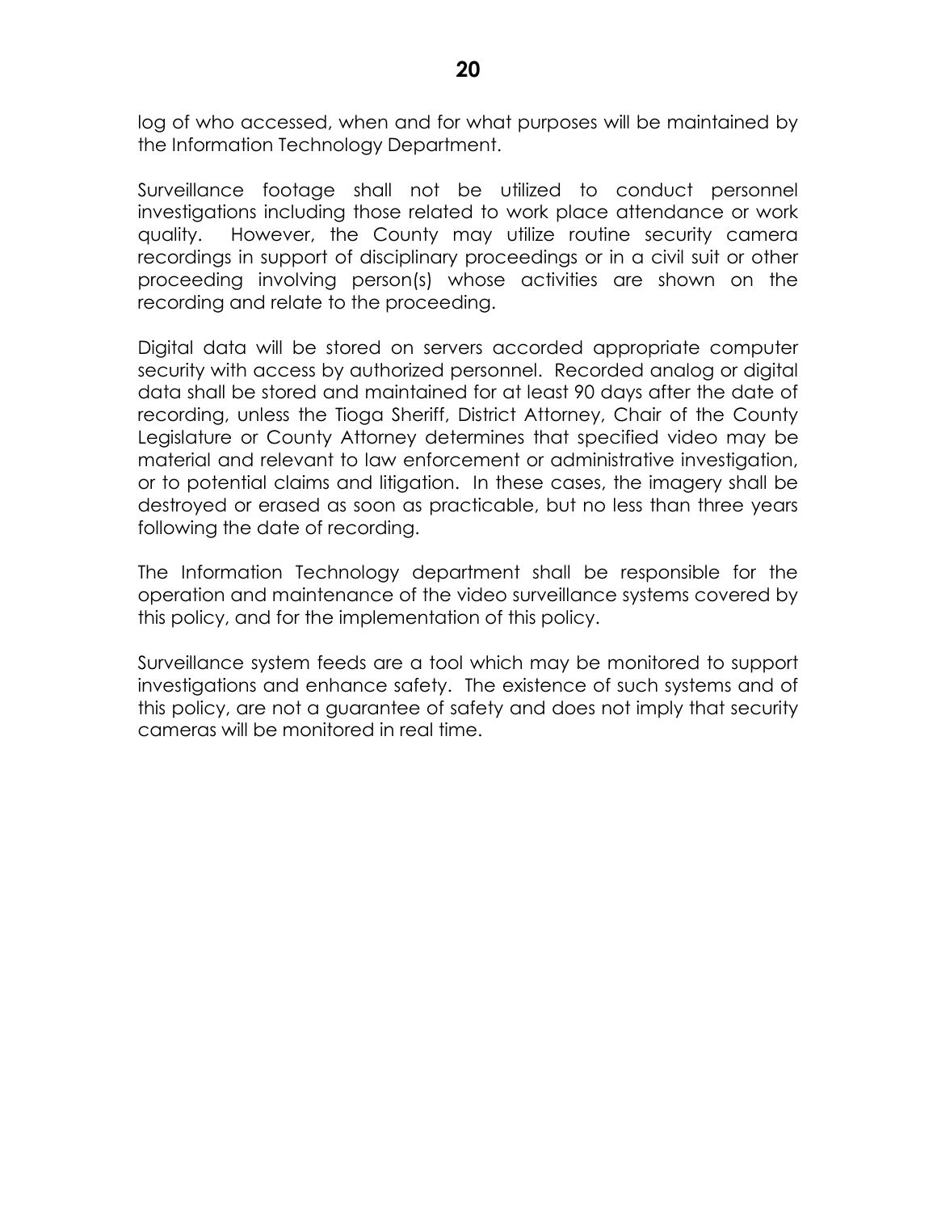log of who accessed, when and for what purposes will be maintained by the Information Technology Department.

Surveillance footage shall not be utilized to conduct personnel investigations including those related to work place attendance or work quality. However, the County may utilize routine security camera recordings in support of disciplinary proceedings or in a civil suit or other proceeding involving person(s) whose activities are shown on the recording and relate to the proceeding.

Digital data will be stored on servers accorded appropriate computer security with access by authorized personnel. Recorded analog or digital data shall be stored and maintained for at least 90 days after the date of recording, unless the Tioga Sheriff, District Attorney, Chair of the County Legislature or County Attorney determines that specified video may be material and relevant to law enforcement or administrative investigation, or to potential claims and litigation. In these cases, the imagery shall be destroyed or erased as soon as practicable, but no less than three years following the date of recording.

The Information Technology department shall be responsible for the operation and maintenance of the video surveillance systems covered by this policy, and for the implementation of this policy.

Surveillance system feeds are a tool which may be monitored to support investigations and enhance safety. The existence of such systems and of this policy, are not a guarantee of safety and does not imply that security cameras will be monitored in real time.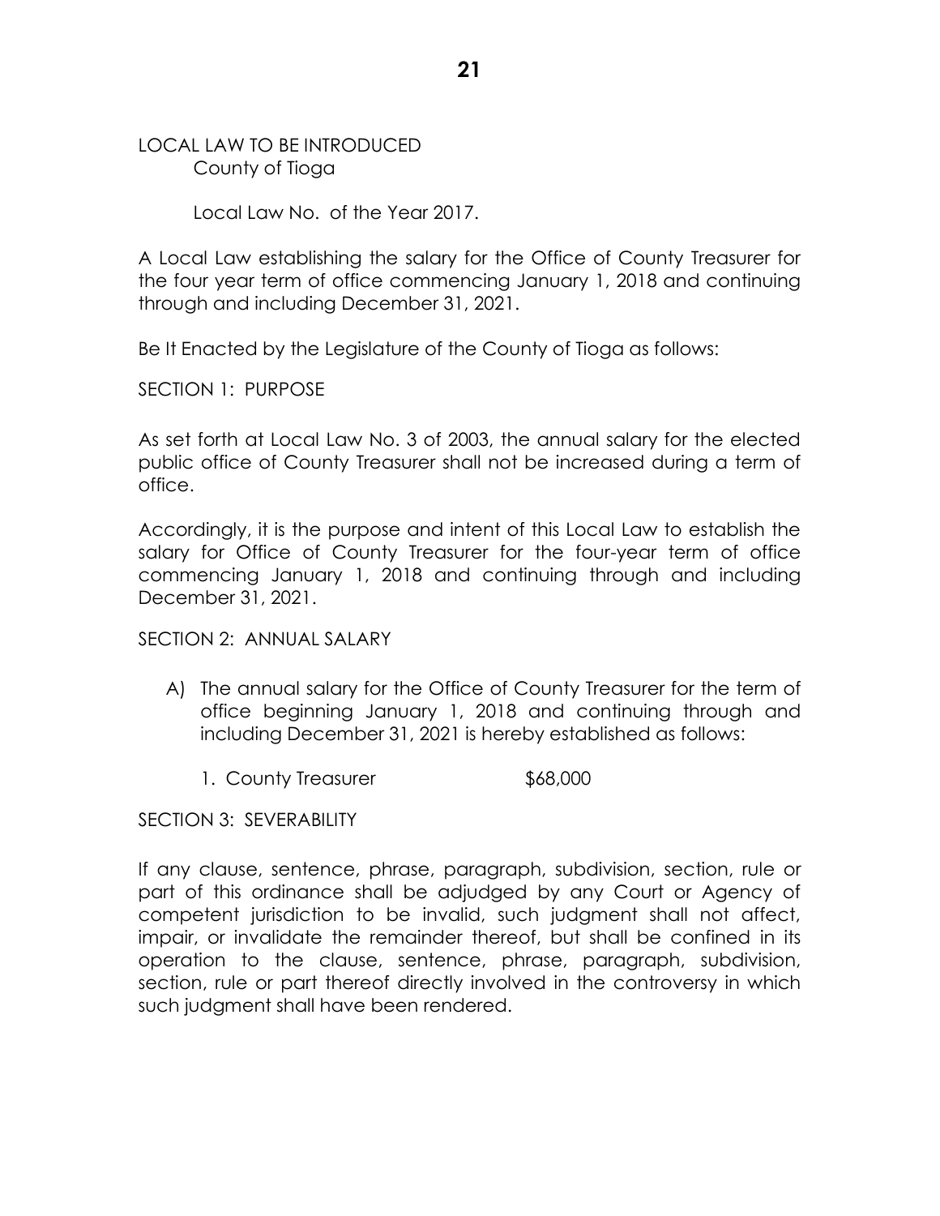LOCAL LAW TO BE INTRODUCED
County of Tioga

Local Law No. of the Year 2017.

A Local Law establishing the salary for the Office of County Treasurer for the four year term of office commencing January 1, 2018 and continuing through and including December 31, 2021.

Be It Enacted by the Legislature of the County of Tioga as follows:

SECTION 1: PURPOSE

As set forth at Local Law No. 3 of 2003, the annual salary for the elected public office of County Treasurer shall not be increased during a term of office.

Accordingly, it is the purpose and intent of this Local Law to establish the salary for Office of County Treasurer for the four-year term of office commencing January 1, 2018 and continuing through and including December 31, 2021.

SECTION 2: ANNUAL SALARY

A) The annual salary for the Office of County Treasurer for the term of office beginning January 1, 2018 and continuing through and including December 31, 2021 is hereby established as follows:

   1. County Treasurer $68,000

SECTION 3: SEVERABILITY

If any clause, sentence, phrase, paragraph, subdivision, section, rule or part of this ordinance shall be adjudged by any Court or Agency of competent jurisdiction to be invalid, such judgment shall not affect, impair, or invalidate the remainder thereof, but shall be confined in its operation to the clause, sentence, phrase, paragraph, subdivision, section, rule or part thereof directly involved in the controversy in which such judgment shall have been rendered.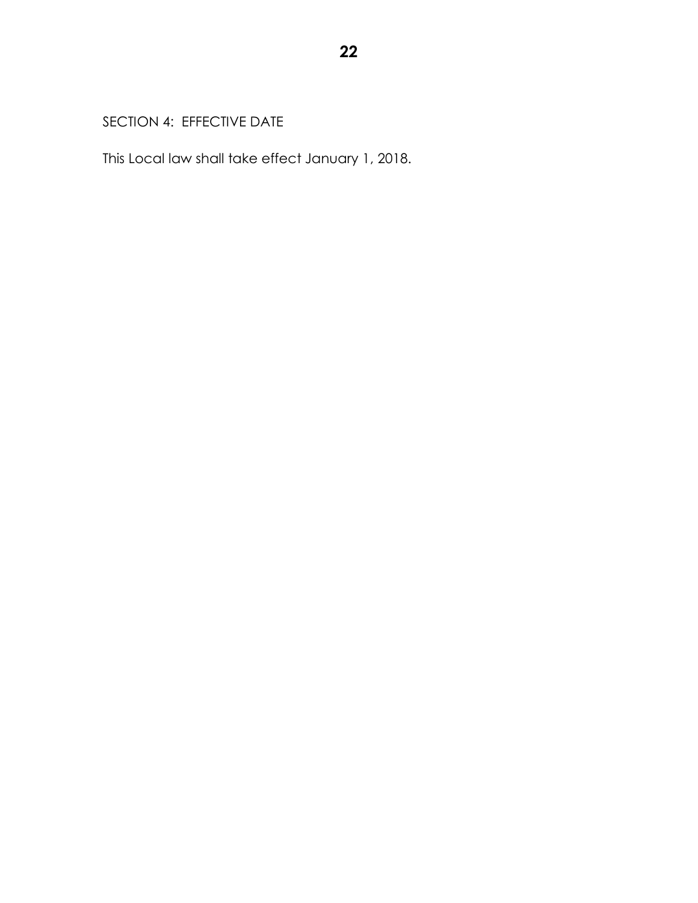SECTION 4: EFFECTIVE DATE

This Local law shall take effect January 1, 2018.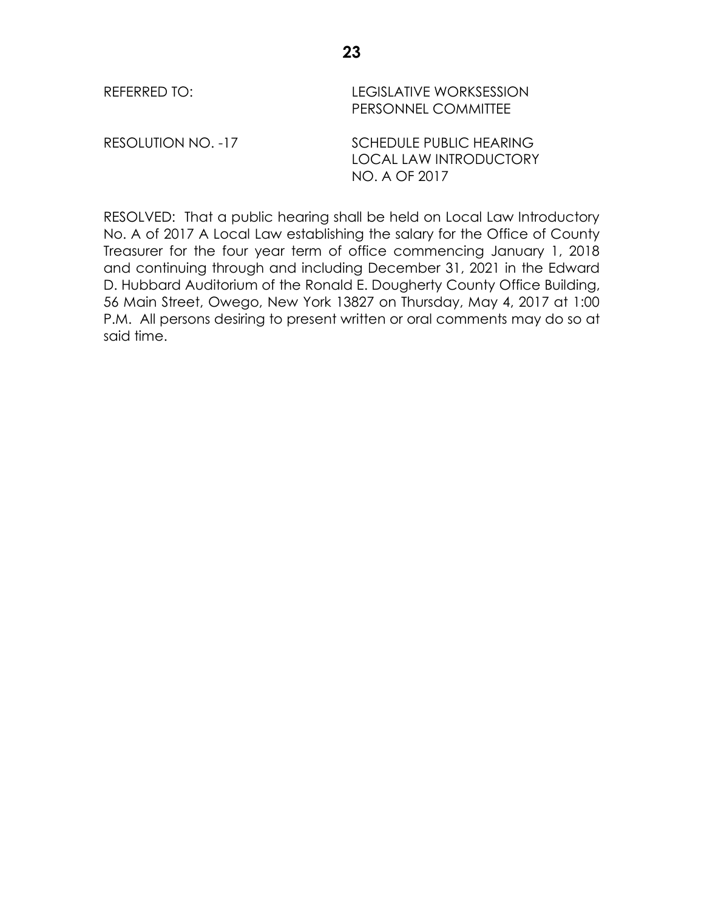REFERRED TO: LEGISLATIVE WORKSESSION
PERSONNEL COMMITTEE

RESOLUTION NO. -17 SCHEDULE PUBLIC HEARING
LOCAL LAW INTRODUCTORY
NO. A OF 2017

RESOLVED: That a public hearing shall be held on Local Law Introductory No. A of 2017 A Local Law establishing the salary for the Office of County Treasurer for the four year term of office commencing January 1, 2018 and continuing through and including December 31, 2021 in the Edward D. Hubbard Auditorium of the Ronald E. Dougherty County Office Building, 56 Main Street, Owego, New York 13827 on Thursday, May 4, 2017 at 1:00 P.M. All persons desiring to present written or oral comments may do so at said time.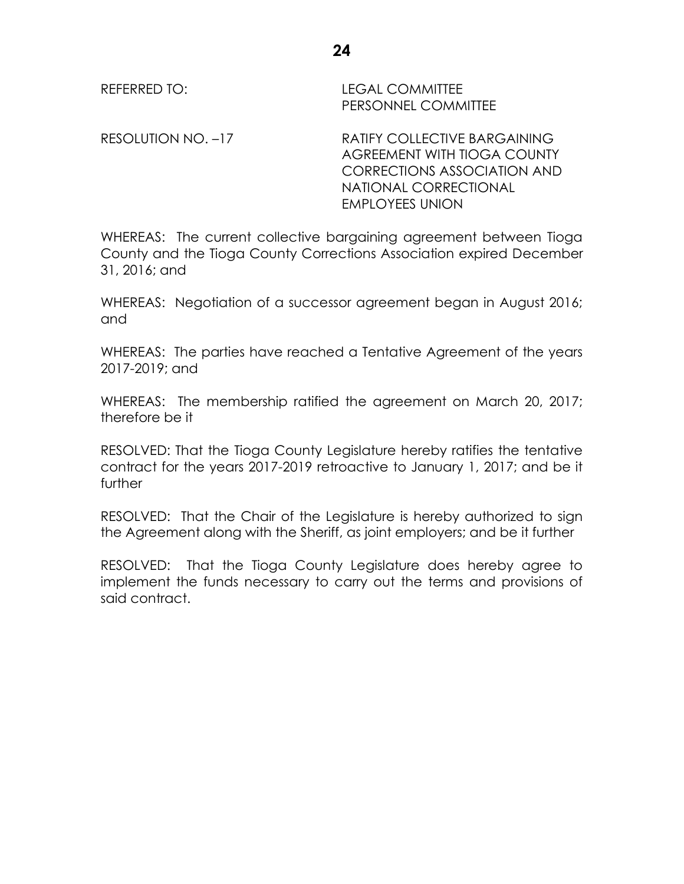REFERRED TO: LEGAL COMMITTEE
PERSONNEL COMMITTEE

RESOLUTION NO. –17 RATIFY COLLECTIVE BARGAINING AGREEMENT WITH TIOGA COUNTY CORRECTIONS ASSOCIATION AND NATIONAL CORRECTIONAL EMPLOYEES UNION

WHEREAS: The current collective bargaining agreement between Tioga County and the Tioga County Corrections Association expired December 31, 2016; and

WHEREAS: Negotiation of a successor agreement began in August 2016; and

WHEREAS: The parties have reached a Tentative Agreement of the years 2017-2019; and

WHEREAS: The membership ratified the agreement on March 20, 2017; therefore be it

RESOLVED: That the Tioga County Legislature hereby ratifies the tentative contract for the years 2017-2019 retroactive to January 1, 2017; and be it further

RESOLVED: That the Chair of the Legislature is hereby authorized to sign the Agreement along with the Sheriff, as joint employers; and be it further

RESOLVED: That the Tioga County Legislature does hereby agree to implement the funds necessary to carry out the terms and provisions of said contract.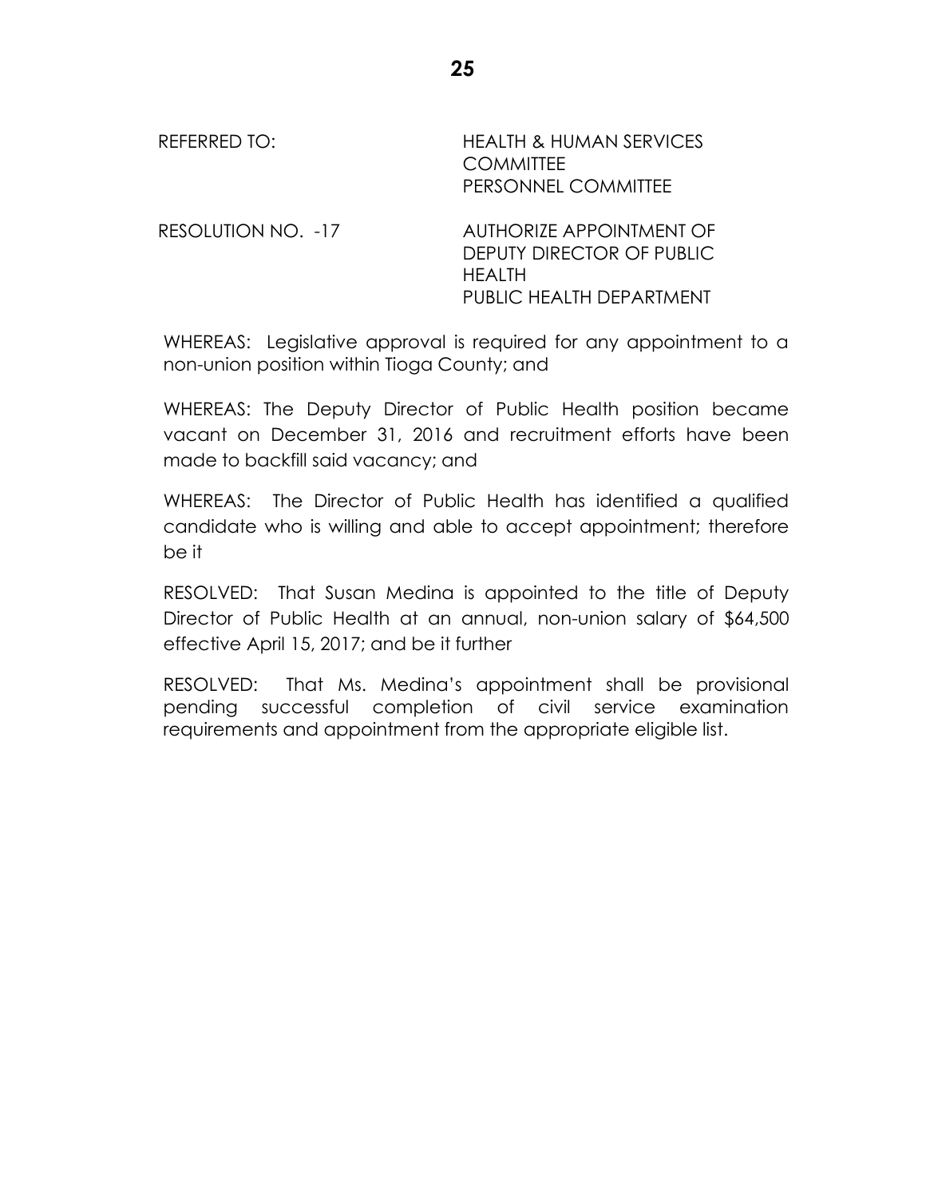REFERRED TO: HEALTH & HUMAN SERVICES COMMITTEE
PERSONNEL COMMITTEE

RESOLUTION NO. -17 AUTHORIZE APPOINTMENT OF DEPUTY DIRECTOR OF PUBLIC HEALTH
PUBLIC HEALTH DEPARTMENT

WHEREAS: Legislative approval is required for any appointment to a non-union position within Tioga County; and

WHEREAS: The Deputy Director of Public Health position became vacant on December 31, 2016 and recruitment efforts have been made to backfill said vacancy; and

WHEREAS: The Director of Public Health has identified a qualified candidate who is willing and able to accept appointment; therefore be it

RESOLVED: That Susan Medina is appointed to the title of Deputy Director of Public Health at an annual, non-union salary of $64,500 effective April 15, 2017; and be it further

RESOLVED: That Ms. Medina's appointment shall be provisional pending successful completion of civil service examination requirements and appointment from the appropriate eligible list.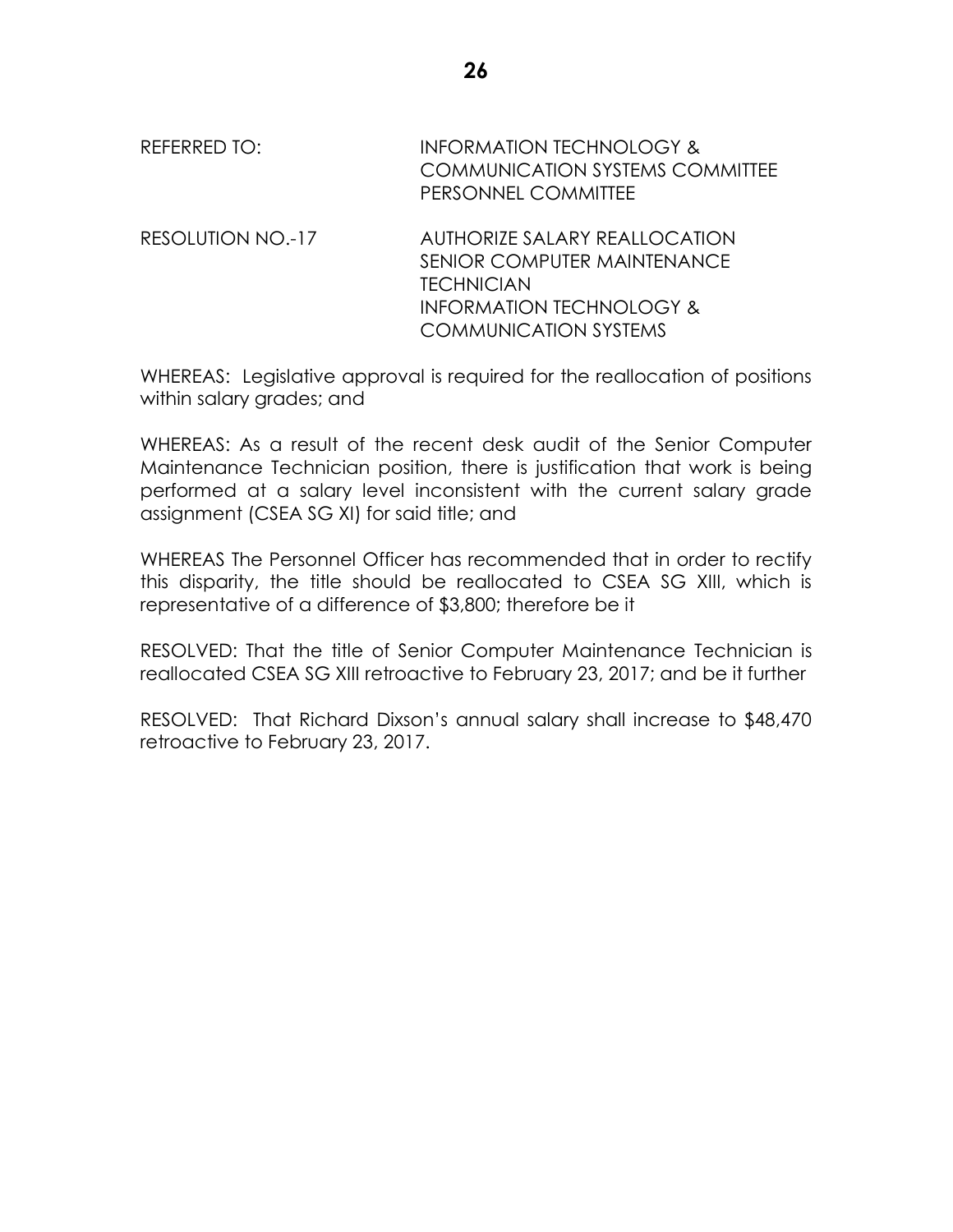REFERRED TO: INFORMATION TECHNOLOGY & COMMUNICATION SYSTEMS COMMITTEE
PERSONNEL COMMITTEE

RESOLUTION NO.-17 AUTHORIZE SALARY REALLOCATION
SENIOR COMPUTER MAINTENANCE TECHNICIAN
INFORMATION TECHNOLOGY & COMMUNICATION SYSTEMS

WHEREAS: Legislative approval is required for the reallocation of positions within salary grades; and

WHEREAS: As a result of the recent desk audit of the Senior Computer Maintenance Technician position, there is justification that work is being performed at a salary level inconsistent with the current salary grade assignment (CSEA SG XI) for said title; and

WHEREAS The Personnel Officer has recommended that in order to rectify this disparity, the title should be reallocated to CSEA SG XIII, which is representative of a difference of $3,800; therefore be it

RESOLVED: That the title of Senior Computer Maintenance Technician is reallocated CSEA SG XIII retroactive to February 23, 2017; and be it further

RESOLVED: That Richard Dixson's annual salary shall increase to $48,470 retroactive to February 23, 2017.